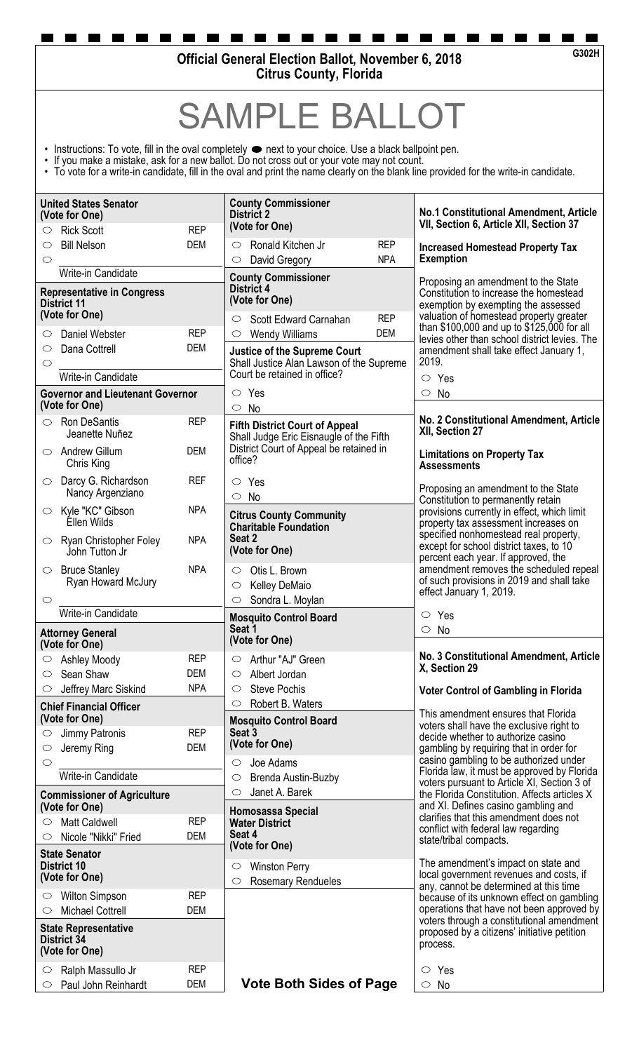**Official General Election Ballot, November 6, 2018**
**Citrus County, Florida**

G302H

# SAMPLE BALLOT

- Instructions: To vote, fill in the oval completely ⬬ next to your choice. Use a black ballpoint pen.
- If you make a mistake, ask for a new ballot. Do not cross out or your vote may not count.
- To vote for a write-in candidate, fill in the oval and print the name clearly on the blank line provided for the write-in candidate.

### United States Senator
(Vote for One)

| | Candidate | Party |
|---|---|---|
| ○ | Rick Scott | REP |
| ○ | Bill Nelson | DEM |
| ○ | Write-in Candidate | |

### Representative in Congress District 11
(Vote for One)

| | Candidate | Party |
|---|---|---|
| ○ | Daniel Webster | REP |
| ○ | Dana Cottrell | DEM |
| ○ | Write-in Candidate | |

### Governor and Lieutenant Governor
(Vote for One)

| | Candidate | Party |
|---|---|---|
| ○ | Ron DeSantis / Jeanette Nuñez | REP |
| ○ | Andrew Gillum / Chris King | DEM |
| ○ | Darcy G. Richardson / Nancy Argenziano | REF |
| ○ | Kyle "KC" Gibson / Ellen Wilds | NPA |
| ○ | Ryan Christopher Foley / John Tutton Jr | NPA |
| ○ | Bruce Stanley / Ryan Howard McJury | NPA |
| ○ | Write-in Candidate | |

### Attorney General
(Vote for One)

| | Candidate | Party |
|---|---|---|
| ○ | Ashley Moody | REP |
| ○ | Sean Shaw | DEM |
| ○ | Jeffrey Marc Siskind | NPA |

### Chief Financial Officer
(Vote for One)

| | Candidate | Party |
|---|---|---|
| ○ | Jimmy Patronis | REP |
| ○ | Jeremy Ring | DEM |
| ○ | Write-in Candidate | |

### Commissioner of Agriculture
(Vote for One)

| | Candidate | Party |
|---|---|---|
| ○ | Matt Caldwell | REP |
| ○ | Nicole "Nikki" Fried | DEM |

### State Senator District 10
(Vote for One)

| | Candidate | Party |
|---|---|---|
| ○ | Wilton Simpson | REP |
| ○ | Michael Cottrell | DEM |

### State Representative District 34
(Vote for One)

| | Candidate | Party |
|---|---|---|
| ○ | Ralph Massullo Jr | REP |
| ○ | Paul John Reinhardt | DEM |

### County Commissioner District 2
(Vote for One)

| | Candidate | Party |
|---|---|---|
| ○ | Ronald Kitchen Jr | REP |
| ○ | David Gregory | NPA |

### County Commissioner District 4
(Vote for One)

| | Candidate | Party |
|---|---|---|
| ○ | Scott Edward Carnahan | REP |
| ○ | Wendy Williams | DEM |

### Justice of the Supreme Court
Shall Justice Alan Lawson of the Supreme Court be retained in office?

○ Yes
○ No

### Fifth District Court of Appeal
Shall Judge Eric Eisnaugle of the Fifth District Court of Appeal be retained in office?

○ Yes
○ No

### Citrus County Community Charitable Foundation Seat 2
(Vote for One)

○ Otis L. Brown
○ Kelley DeMaio
○ Sondra L. Moylan

### Mosquito Control Board Seat 1
(Vote for One)

○ Arthur "AJ" Green
○ Albert Jordan
○ Steve Pochis
○ Robert B. Waters

### Mosquito Control Board Seat 3
(Vote for One)

○ Joe Adams
○ Brenda Austin-Buzby
○ Janet A. Barek

### Homosassa Special Water District Seat 4
(Vote for One)

○ Winston Perry
○ Rosemary Rendueles

**Vote Both Sides of Page**

### No.1 Constitutional Amendment, Article VII, Section 6, Article XII, Section 37

**Increased Homestead Property Tax Exemption**

Proposing an amendment to the State Constitution to increase the homestead exemption by exempting the assessed valuation of homestead property greater than $100,000 and up to $125,000 for all levies other than school district levies. The amendment shall take effect January 1, 2019.

○ Yes
○ No

### No. 2 Constitutional Amendment, Article XII, Section 27

**Limitations on Property Tax Assessments**

Proposing an amendment to the State Constitution to permanently retain provisions currently in effect, which limit property tax assessment increases on specified nonhomestead real property, except for school district taxes, to 10 percent each year. If approved, the amendment removes the scheduled repeal of such provisions in 2019 and shall take effect January 1, 2019.

○ Yes
○ No

### No. 3 Constitutional Amendment, Article X, Section 29

**Voter Control of Gambling in Florida**

This amendment ensures that Florida voters shall have the exclusive right to decide whether to authorize casino gambling by requiring that in order for casino gambling to be authorized under Florida law, it must be approved by Florida voters pursuant to Article XI, Section 3 of the Florida Constitution. Affects articles X and XI. Defines casino gambling and clarifies that this amendment does not conflict with federal law regarding state/tribal compacts.

The amendment's impact on state and local government revenues and costs, if any, cannot be determined at this time because of its unknown effect on gambling operations that have not been approved by voters through a constitutional amendment proposed by a citizens' initiative petition process.

○ Yes
○ No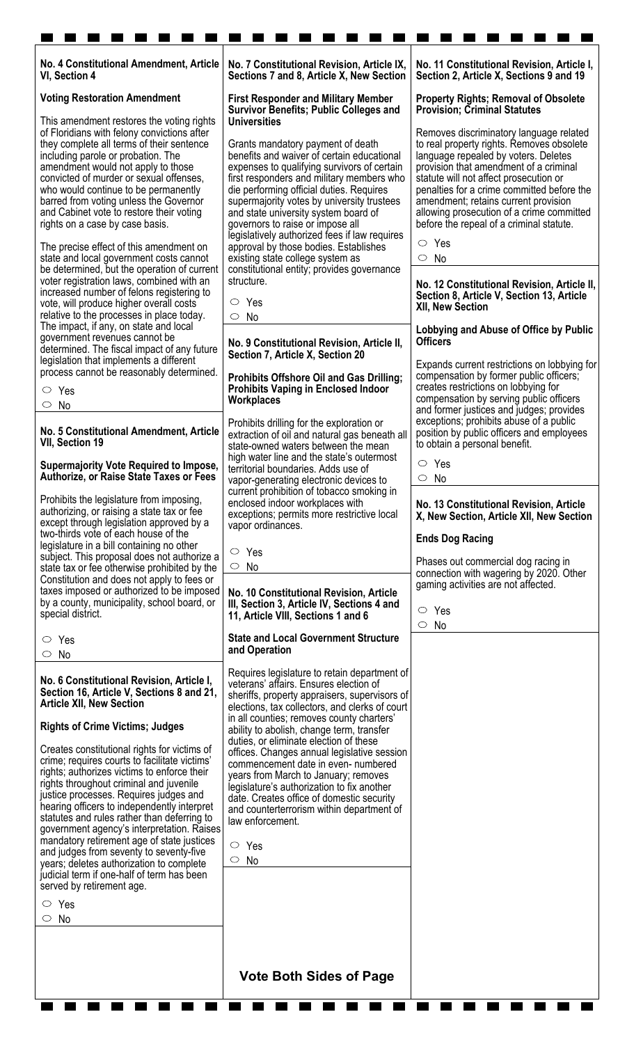### No. 4 Constitutional Amendment, Article VI, Section 4

**Voting Restoration Amendment**

This amendment restores the voting rights of Floridians with felony convictions after they complete all terms of their sentence including parole or probation. The amendment would not apply to those convicted of murder or sexual offenses, who would continue to be permanently barred from voting unless the Governor and Cabinet vote to restore their voting rights on a case by case basis.

The precise effect of this amendment on state and local government costs cannot be determined, but the operation of current voter registration laws, combined with an increased number of felons registering to vote, will produce higher overall costs relative to the processes in place today. The impact, if any, on state and local government revenues cannot be determined. The fiscal impact of any future legislation that implements a different process cannot be reasonably determined.

- ○ Yes
- ○ No

### No. 5 Constitutional Amendment, Article VII, Section 19

**Supermajority Vote Required to Impose, Authorize, or Raise State Taxes or Fees**

Prohibits the legislature from imposing, authorizing, or raising a state tax or fee except through legislation approved by a two-thirds vote of each house of the legislature in a bill containing no other subject. This proposal does not authorize a state tax or fee otherwise prohibited by the Constitution and does not apply to fees or taxes imposed or authorized to be imposed by a county, municipality, school board, or special district.

- ○ Yes
- ○ No

### No. 6 Constitutional Revision, Article I, Section 16, Article V, Sections 8 and 21, Article XII, New Section

**Rights of Crime Victims; Judges**

Creates constitutional rights for victims of crime; requires courts to facilitate victims' rights; authorizes victims to enforce their rights throughout criminal and juvenile justice processes. Requires judges and hearing officers to independently interpret statutes and rules rather than deferring to government agency's interpretation. Raises mandatory retirement age of state justices and judges from seventy to seventy-five years; deletes authorization to complete judicial term if one-half of term has been served by retirement age.

- ○ Yes
- ○ No

### No. 7 Constitutional Revision, Article IX, Sections 7 and 8, Article X, New Section

**First Responder and Military Member Survivor Benefits; Public Colleges and Universities**

Grants mandatory payment of death benefits and waiver of certain educational expenses to qualifying survivors of certain first responders and military members who die performing official duties. Requires supermajority votes by university trustees and state university system board of governors to raise or impose all legislatively authorized fees if law requires approval by those bodies. Establishes existing state college system as constitutional entity; provides governance structure.

- ○ Yes
- ○ No

### No. 9 Constitutional Revision, Article II, Section 7, Article X, Section 20

**Prohibits Offshore Oil and Gas Drilling; Prohibits Vaping in Enclosed Indoor Workplaces**

Prohibits drilling for the exploration or extraction of oil and natural gas beneath all state-owned waters between the mean high water line and the state's outermost territorial boundaries. Adds use of vapor-generating electronic devices to current prohibition of tobacco smoking in enclosed indoor workplaces with exceptions; permits more restrictive local vapor ordinances.

- ○ Yes
- ○ No

### No. 10 Constitutional Revision, Article III, Section 3, Article IV, Sections 4 and 11, Article VIII, Sections 1 and 6

**State and Local Government Structure and Operation**

Requires legislature to retain department of veterans' affairs. Ensures election of sheriffs, property appraisers, supervisors of elections, tax collectors, and clerks of court in all counties; removes county charters' ability to abolish, change term, transfer duties, or eliminate election of these offices. Changes annual legislative session commencement date in even- numbered years from March to January; removes legislature's authorization to fix another date. Creates office of domestic security and counterterrorism within department of law enforcement.

- ○ Yes
- ○ No

**Vote Both Sides of Page**

### No. 11 Constitutional Revision, Article I, Section 2, Article X, Sections 9 and 19

**Property Rights; Removal of Obsolete Provision; Criminal Statutes**

Removes discriminatory language related to real property rights. Removes obsolete language repealed by voters. Deletes provision that amendment of a criminal statute will not affect prosecution or penalties for a crime committed before the amendment; retains current provision allowing prosecution of a crime committed before the repeal of a criminal statute.

- ○ Yes
- ○ No

### No. 12 Constitutional Revision, Article II, Section 8, Article V, Section 13, Article XII, New Section

**Lobbying and Abuse of Office by Public Officers**

Expands current restrictions on lobbying for compensation by former public officers; creates restrictions on lobbying for compensation by serving public officers and former justices and judges; provides exceptions; prohibits abuse of a public position by public officers and employees to obtain a personal benefit.

- ○ Yes
- ○ No

### No. 13 Constitutional Revision, Article X, New Section, Article XII, New Section

**Ends Dog Racing**

Phases out commercial dog racing in connection with wagering by 2020. Other gaming activities are not affected.

- ○ Yes
- ○ No